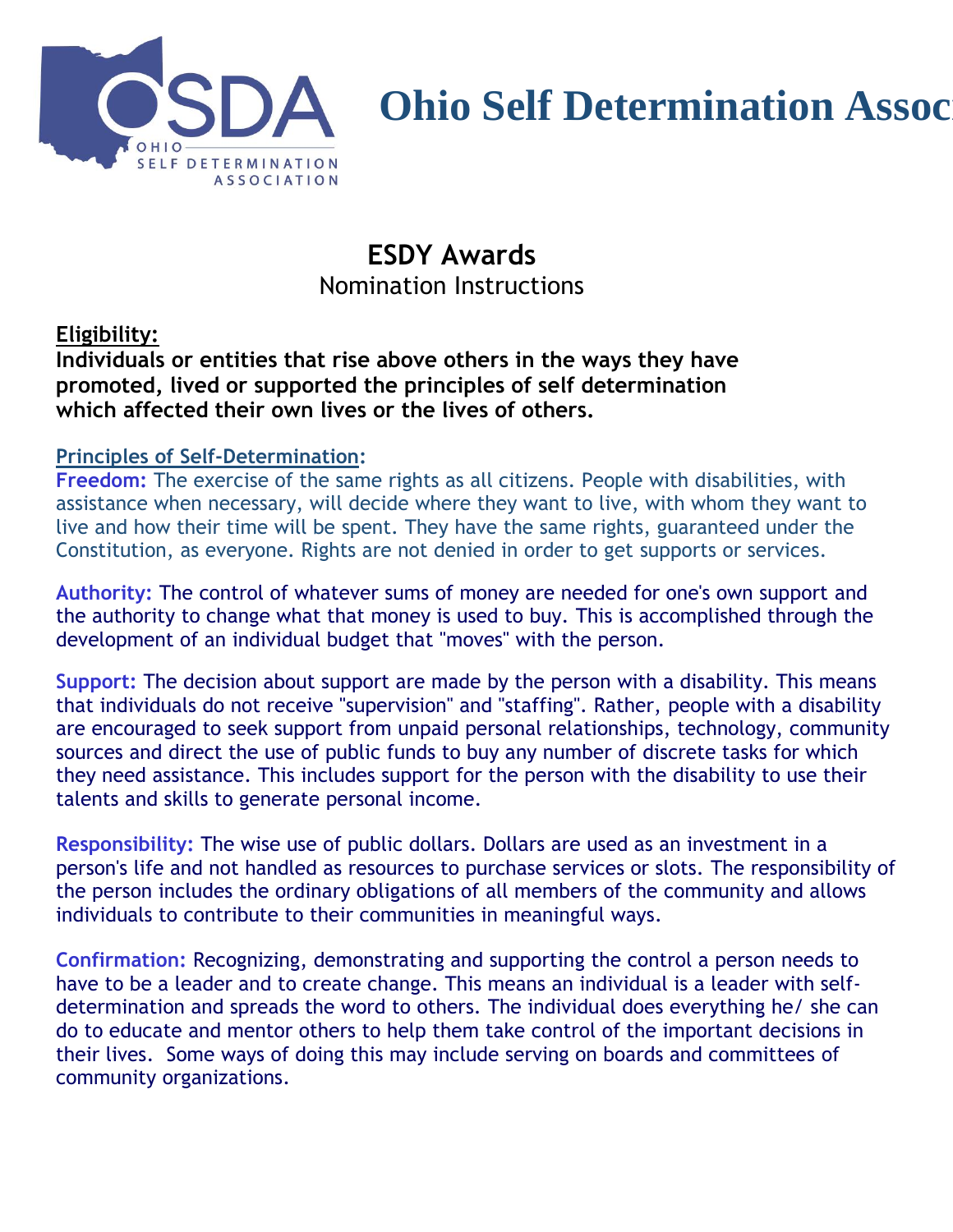# Ohio Self Determination Assoc

## ESDY Awards

Nomination Instructions

**Eligibility:**

**Individuals or entities that rise above others in the ways they have promoted, lived or supported the principles of self determination which affected their own lives or the lives of others.**

**Principles of Self-Determination:**

**Freedom:** The exercise of the same rights as all citizens. People with disabilities, with assistance when necessary, will decide where they want to live, with whom they want to live and how their time will be spent. They have the same rights, guaranteed under the Constitution, as everyone. Rights are not denied in order to get supports or services.

**Authority:** The control of whatever sums of money are needed for one's own support and the authority to change what that money is used to buy. This is accomplished through the development of an individual budget that "moves" with the person.

**Support:** The decision about support are made by the person with a disability. This means that individuals do not receive "supervision" and "staffing". Rather, people with a disability are encouraged to seek support from unpaid personal relationships, technology, community sources and direct the use of public funds to buy any number of discrete tasks for which they need assistance. This includes support for the person with the disability to use their talents and skills to generate personal income.

**Responsibility:** The wise use of public dollars. Dollars are used as an investment in a person's life and not handled as resources to purchase services or slots. The responsibility of the person includes the ordinary obligations of all members of the community and allows individuals to contribute to their communities in meaningful ways.

**Confirmation:** Recognizing, demonstrating and supporting the control a person needs to have to be a leader and to create change. This means an individual is a leader with self-determination and spreads the word to others. The individual does everything he/ she can do to educate and mentor others to help them take control of the important decisions in their lives. Some ways of doing this may include serving on boards and committees of community organizations.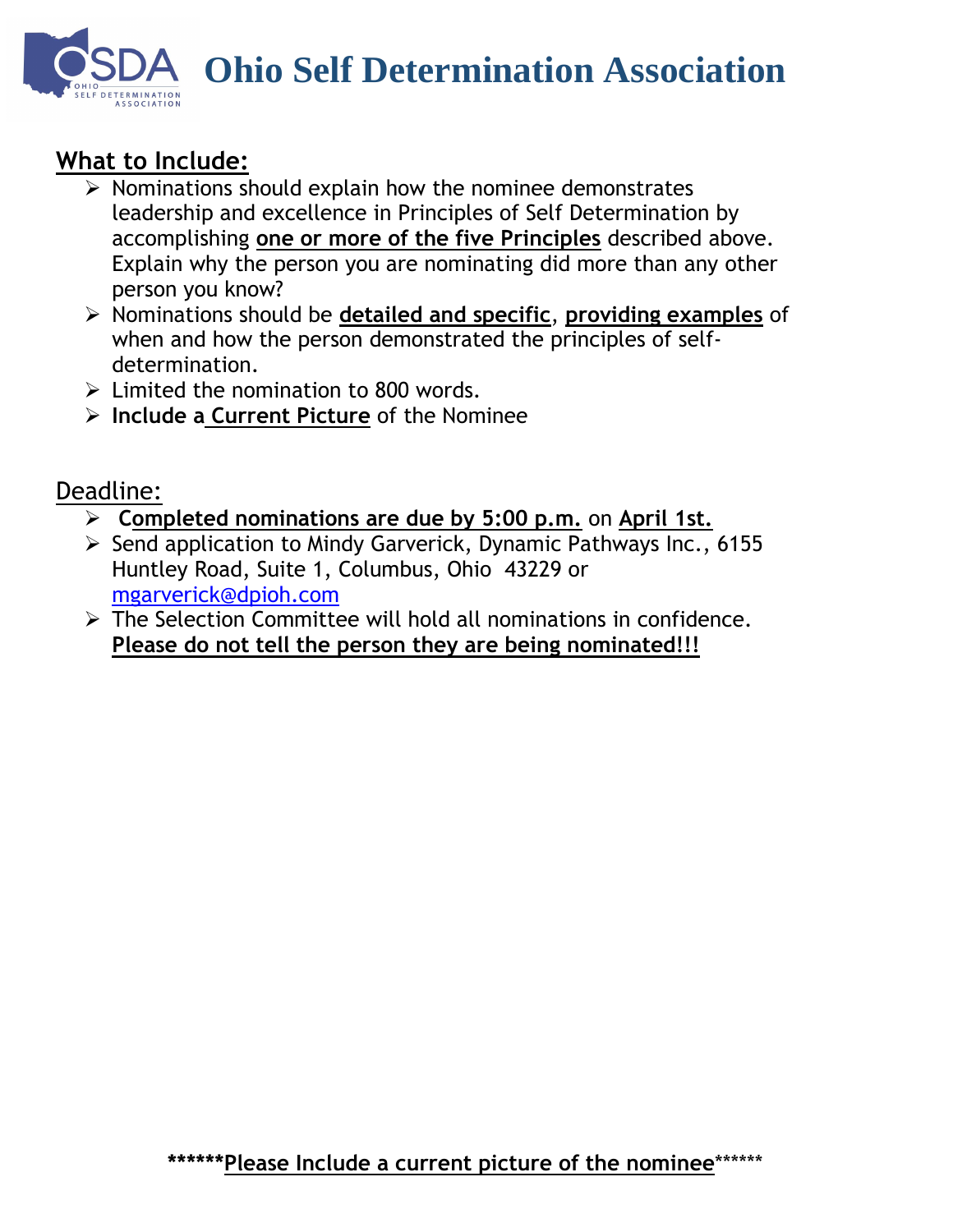# Ohio Self Determination Association

## What to Include:

- Nominations should explain how the nominee demonstrates leadership and excellence in Principles of Self Determination by accomplishing **one or more of the five Principles** described above. Explain why the person you are nominating did more than any other person you know?
- Nominations should be **detailed and specific**, **providing examples** of when and how the person demonstrated the principles of self-determination.
- Limited the nomination to 800 words.
- **Include a Current Picture** of the Nominee

## Deadline:

- **Completed nominations are due by 5:00 p.m.** on **April 1st.**
- Send application to Mindy Garverick, Dynamic Pathways Inc., 6155 Huntley Road, Suite 1, Columbus, Ohio 43229 or mgarverick@dpioh.com
- The Selection Committee will hold all nominations in confidence. **Please do not tell the person they are being nominated!!!**

**\*\*\*\*\*\*Please Include a current picture of the nominee\*\*\*\*\*\***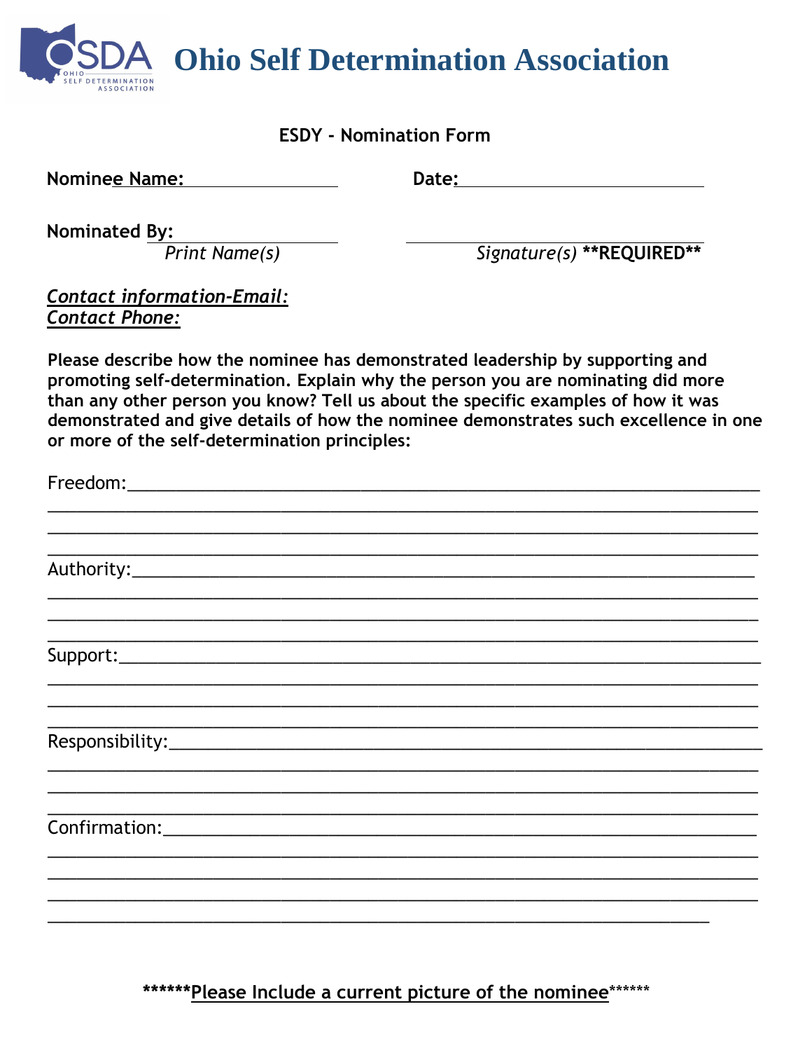# Ohio Self Determination Association

**ESDY - Nomination Form**

**Nominee Name:** ____________________ **Date:** ____________________

**Nominated By:** ____________________ ____________________

*Print Name(s)* *Signature(s)* **REQUIRED**

***Contact information-Email:***
***Contact Phone:***

**Please describe how the nominee has demonstrated leadership by supporting and promoting self-determination. Explain why the person you are nominating did more than any other person you know? Tell us about the specific examples of how it was demonstrated and give details of how the nominee demonstrates such excellence in one or more of the self-determination principles:**

Freedom:____________________________________________________________
____________________________________________________________
____________________________________________________________
____________________________________________________________

Authority:____________________________________________________________
____________________________________________________________
____________________________________________________________
____________________________________________________________

Support:____________________________________________________________
____________________________________________________________
____________________________________________________________
____________________________________________________________

Responsibility:____________________________________________________________
____________________________________________________________
____________________________________________________________
____________________________________________________________

Confirmation:____________________________________________________________
____________________________________________________________
____________________________________________________________
____________________________________________________________
____________________________________________________________

******Please Include a current picture of the nominee******